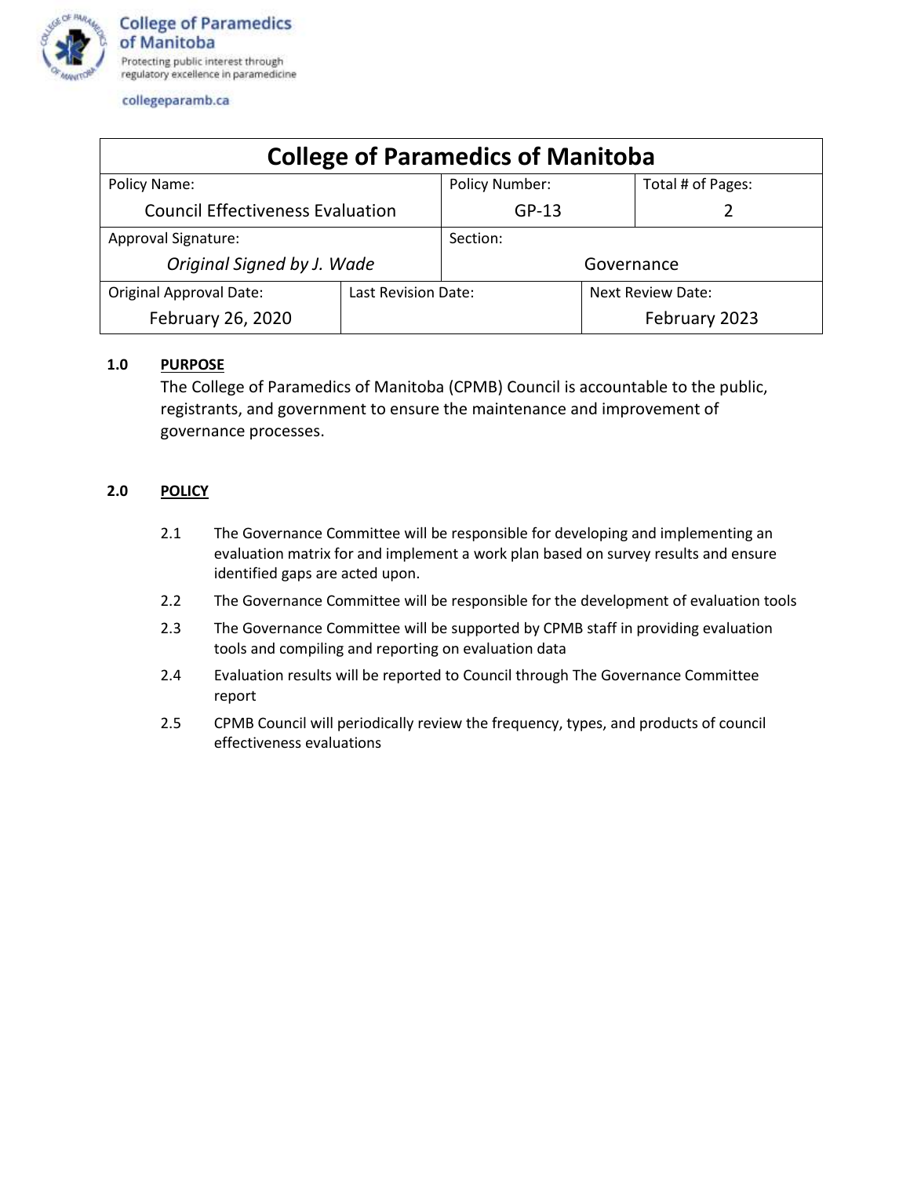**College of Paramedics of Manitoba**
Protecting public interest through regulatory excellence in paramedicine

collegeparamb.ca

| College of Paramedics of Manitoba | | | |
|---|---|---|---|
| Policy Name: Council Effectiveness Evaluation | | Policy Number: GP-13 | Total # of Pages: 2 |
| Approval Signature: *Original Signed by J. Wade* | | Section: Governance | |
| Original Approval Date: February 26, 2020 | Last Revision Date: | | Next Review Date: February 2023 |

**1.0 PURPOSE**

The College of Paramedics of Manitoba (CPMB) Council is accountable to the public, registrants, and government to ensure the maintenance and improvement of governance processes.

**2.0 POLICY**

2.1 The Governance Committee will be responsible for developing and implementing an evaluation matrix for and implement a work plan based on survey results and ensure identified gaps are acted upon.

2.2 The Governance Committee will be responsible for the development of evaluation tools

2.3 The Governance Committee will be supported by CPMB staff in providing evaluation tools and compiling and reporting on evaluation data

2.4 Evaluation results will be reported to Council through The Governance Committee report

2.5 CPMB Council will periodically review the frequency, types, and products of council effectiveness evaluations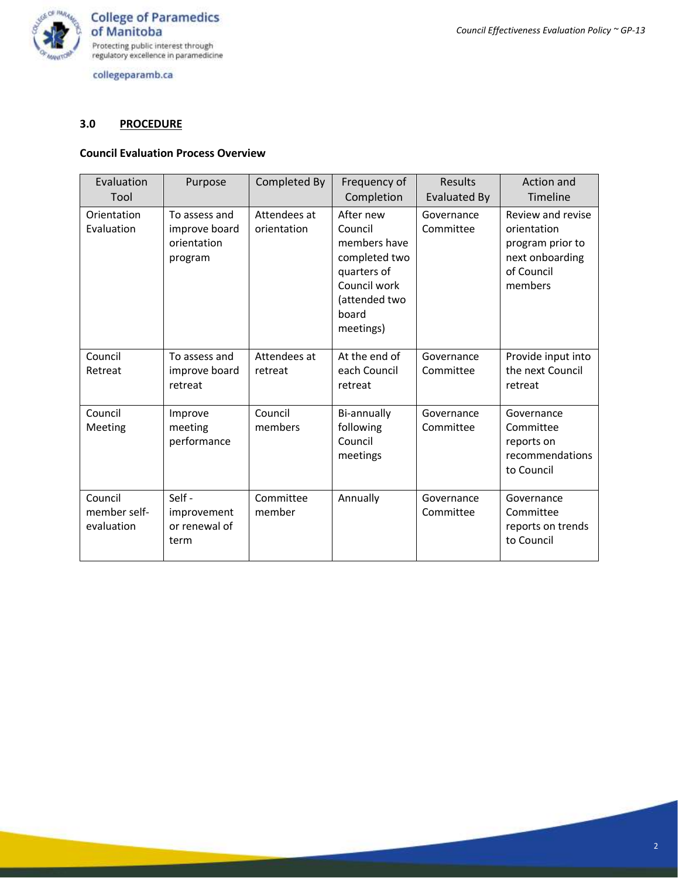## 3.0 PROCEDURE

**Council Evaluation Process Overview**

| Evaluation Tool | Purpose | Completed By | Frequency of Completion | Results Evaluated By | Action and Timeline |
|---|---|---|---|---|---|
| Orientation Evaluation | To assess and improve board orientation program | Attendees at orientation | After new Council members have completed two quarters of Council work (attended two board meetings) | Governance Committee | Review and revise orientation program prior to next onboarding of Council members |
| Council Retreat | To assess and improve board retreat | Attendees at retreat | At the end of each Council retreat | Governance Committee | Provide input into the next Council retreat |
| Council Meeting | Improve meeting performance | Council members | Bi-annually following Council meetings | Governance Committee | Governance Committee reports on recommendations to Council |
| Council member self-evaluation | Self - improvement or renewal of term | Committee member | Annually | Governance Committee | Governance Committee reports on trends to Council |